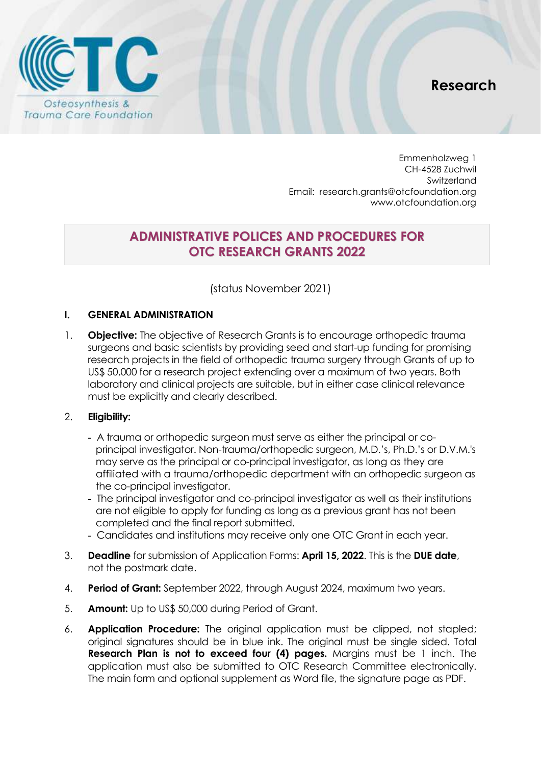Osteosynthesis & Trauma Care Foundation

**Research**

Emmenholzweg 1
CH-4528 Zuchwil
Switzerland
Email: research.grants@otcfoundation.org
www.otcfoundation.org

# ADMINISTRATIVE POLICES AND PROCEDURES FOR OTC RESEARCH GRANTS 2022

(status November 2021)

## I. GENERAL ADMINISTRATION

1. **Objective:** The objective of Research Grants is to encourage orthopedic trauma surgeons and basic scientists by providing seed and start-up funding for promising research projects in the field of orthopedic trauma surgery through Grants of up to US$ 50,000 for a research project extending over a maximum of two years. Both laboratory and clinical projects are suitable, but in either case clinical relevance must be explicitly and clearly described.

2. **Eligibility:**

   - A trauma or orthopedic surgeon must serve as either the principal or co-principal investigator. Non-trauma/orthopedic surgeon, M.D.'s, Ph.D.'s or D.V.M.'s may serve as the principal or co-principal investigator, as long as they are affiliated with a trauma/orthopedic department with an orthopedic surgeon as the co-principal investigator.
   - The principal investigator and co-principal investigator as well as their institutions are not eligible to apply for funding as long as a previous grant has not been completed and the final report submitted.
   - Candidates and institutions may receive only one OTC Grant in each year.

3. **Deadline** for submission of Application Forms: **April 15, 2022**. This is the **DUE date**, not the postmark date.

4. **Period of Grant:** September 2022, through August 2024, maximum two years.

5. **Amount:** Up to US$ 50,000 during Period of Grant.

6. **Application Procedure:** The original application must be clipped, not stapled; original signatures should be in blue ink. The original must be single sided. Total **Research Plan is not to exceed four (4) pages.** Margins must be 1 inch. The application must also be submitted to OTC Research Committee electronically. The main form and optional supplement as Word file, the signature page as PDF.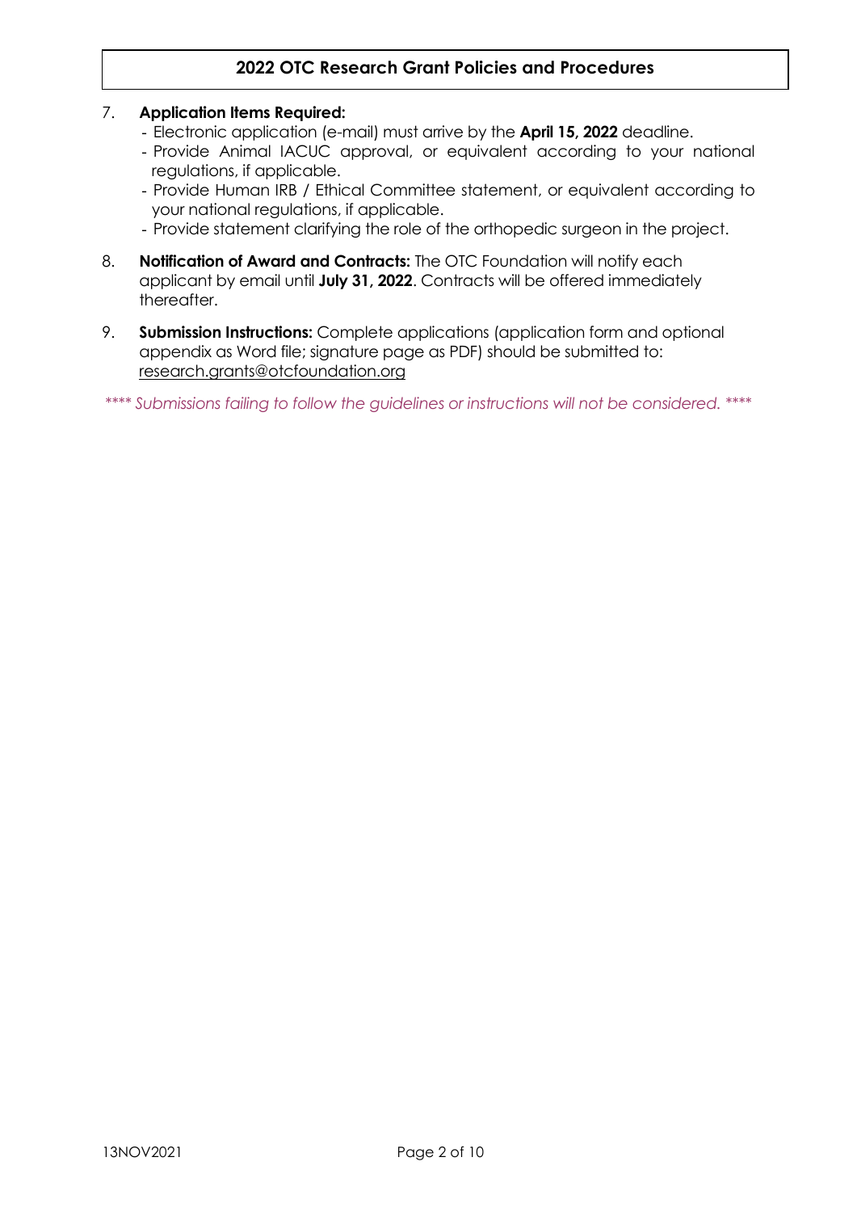7. **Application Items Required:**
   - Electronic application (e-mail) must arrive by the **April 15, 2022** deadline.
   - Provide Animal IACUC approval, or equivalent according to your national regulations, if applicable.
   - Provide Human IRB / Ethical Committee statement, or equivalent according to your national regulations, if applicable.
   - Provide statement clarifying the role of the orthopedic surgeon in the project.

8. **Notification of Award and Contracts:** The OTC Foundation will notify each applicant by email until **July 31, 2022**. Contracts will be offered immediately thereafter.

9. **Submission Instructions:** Complete applications (application form and optional appendix as Word file; signature page as PDF) should be submitted to: research.grants@otcfoundation.org

*\*\*\*\* Submissions failing to follow the guidelines or instructions will not be considered. \*\*\*\**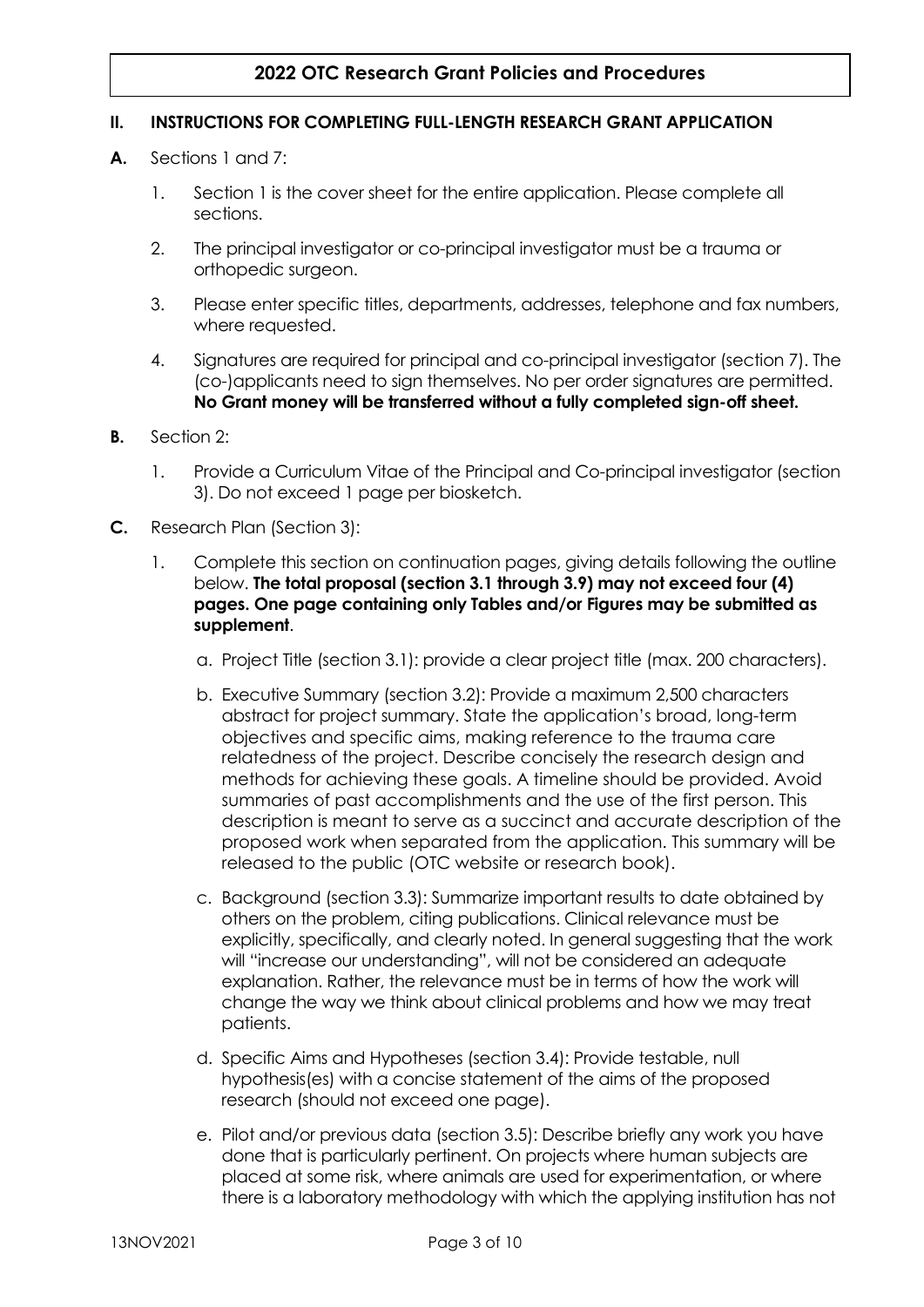## II. INSTRUCTIONS FOR COMPLETING FULL-LENGTH RESEARCH GRANT APPLICATION

**A.** Sections 1 and 7:

1. Section 1 is the cover sheet for the entire application. Please complete all sections.
2. The principal investigator or co-principal investigator must be a trauma or orthopedic surgeon.
3. Please enter specific titles, departments, addresses, telephone and fax numbers, where requested.
4. Signatures are required for principal and co-principal investigator (section 7). The (co-)applicants need to sign themselves. No per order signatures are permitted. **No Grant money will be transferred without a fully completed sign-off sheet.**

**B.** Section 2:

1. Provide a Curriculum Vitae of the Principal and Co-principal investigator (section 3). Do not exceed 1 page per biosketch.

**C.** Research Plan (Section 3):

1. Complete this section on continuation pages, giving details following the outline below. **The total proposal (section 3.1 through 3.9) may not exceed four (4) pages. One page containing only Tables and/or Figures may be submitted as supplement**.

   a. Project Title (section 3.1): provide a clear project title (max. 200 characters).

   b. Executive Summary (section 3.2): Provide a maximum 2,500 characters abstract for project summary. State the application's broad, long-term objectives and specific aims, making reference to the trauma care relatedness of the project. Describe concisely the research design and methods for achieving these goals. A timeline should be provided. Avoid summaries of past accomplishments and the use of the first person. This description is meant to serve as a succinct and accurate description of the proposed work when separated from the application. This summary will be released to the public (OTC website or research book).

   c. Background (section 3.3): Summarize important results to date obtained by others on the problem, citing publications. Clinical relevance must be explicitly, specifically, and clearly noted. In general suggesting that the work will "increase our understanding", will not be considered an adequate explanation. Rather, the relevance must be in terms of how the work will change the way we think about clinical problems and how we may treat patients.

   d. Specific Aims and Hypotheses (section 3.4): Provide testable, null hypothesis(es) with a concise statement of the aims of the proposed research (should not exceed one page).

   e. Pilot and/or previous data (section 3.5): Describe briefly any work you have done that is particularly pertinent. On projects where human subjects are placed at some risk, where animals are used for experimentation, or where there is a laboratory methodology with which the applying institution has not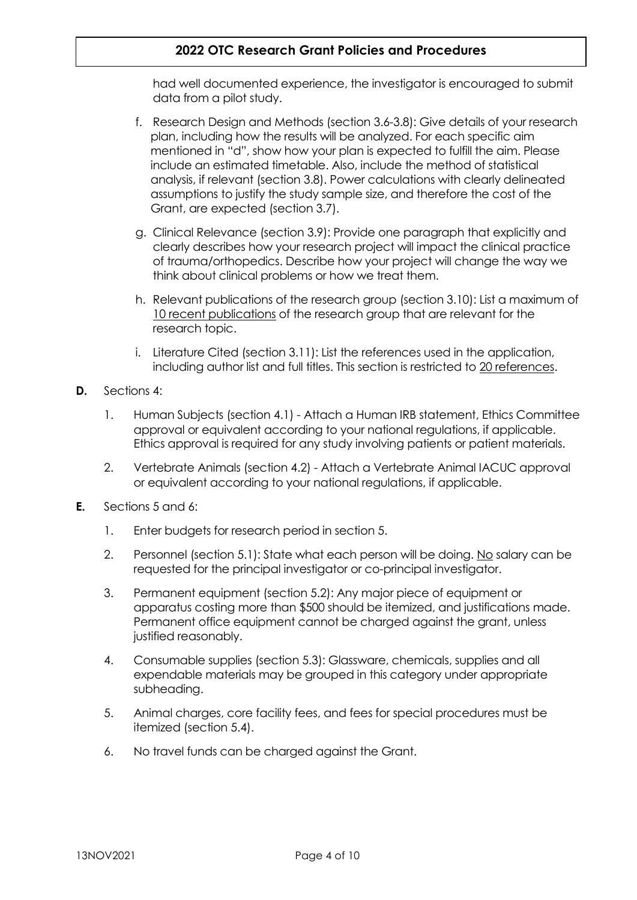had well documented experience, the investigator is encouraged to submit data from a pilot study.

f. Research Design and Methods (section 3.6-3.8): Give details of your research plan, including how the results will be analyzed. For each specific aim mentioned in "d", show how your plan is expected to fulfill the aim. Please include an estimated timetable. Also, include the method of statistical analysis, if relevant (section 3.8). Power calculations with clearly delineated assumptions to justify the study sample size, and therefore the cost of the Grant, are expected (section 3.7).

g. Clinical Relevance (section 3.9): Provide one paragraph that explicitly and clearly describes how your research project will impact the clinical practice of trauma/orthopedics. Describe how your project will change the way we think about clinical problems or how we treat them.

h. Relevant publications of the research group (section 3.10): List a maximum of 10 recent publications of the research group that are relevant for the research topic.

i. Literature Cited (section 3.11): List the references used in the application, including author list and full titles. This section is restricted to 20 references.

**D.** Sections 4:

1. Human Subjects (section 4.1) - Attach a Human IRB statement, Ethics Committee approval or equivalent according to your national regulations, if applicable. Ethics approval is required for any study involving patients or patient materials.
2. Vertebrate Animals (section 4.2) - Attach a Vertebrate Animal IACUC approval or equivalent according to your national regulations, if applicable.

**E.** Sections 5 and 6:

1. Enter budgets for research period in section 5.
2. Personnel (section 5.1): State what each person will be doing. No salary can be requested for the principal investigator or co-principal investigator.
3. Permanent equipment (section 5.2): Any major piece of equipment or apparatus costing more than $500 should be itemized, and justifications made. Permanent office equipment cannot be charged against the grant, unless justified reasonably.
4. Consumable supplies (section 5.3): Glassware, chemicals, supplies and all expendable materials may be grouped in this category under appropriate subheading.
5. Animal charges, core facility fees, and fees for special procedures must be itemized (section 5.4).
6. No travel funds can be charged against the Grant.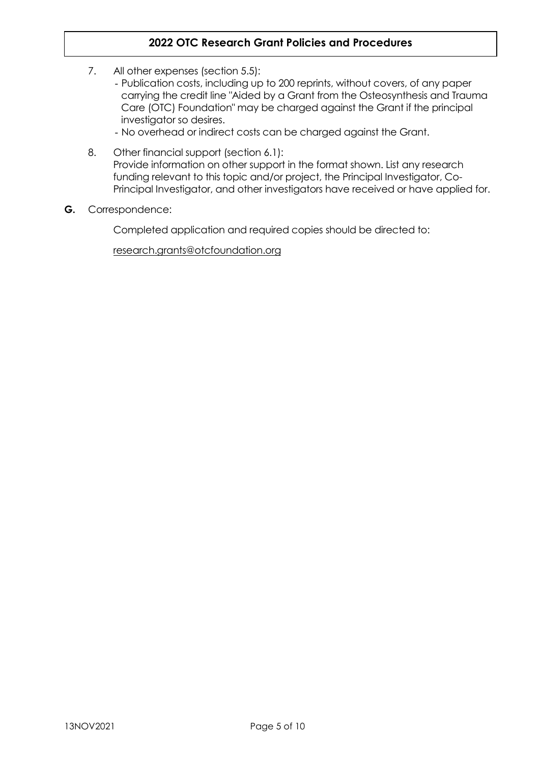7. All other expenses (section 5.5):
   - Publication costs, including up to 200 reprints, without covers, of any paper carrying the credit line "Aided by a Grant from the Osteosynthesis and Trauma Care (OTC) Foundation" may be charged against the Grant if the principal investigator so desires.
   - No overhead or indirect costs can be charged against the Grant.

8. Other financial support (section 6.1):
   Provide information on other support in the format shown. List any research funding relevant to this topic and/or project, the Principal Investigator, Co-Principal Investigator, and other investigators have received or have applied for.

**G.** Correspondence:

Completed application and required copies should be directed to:

research.grants@otcfoundation.org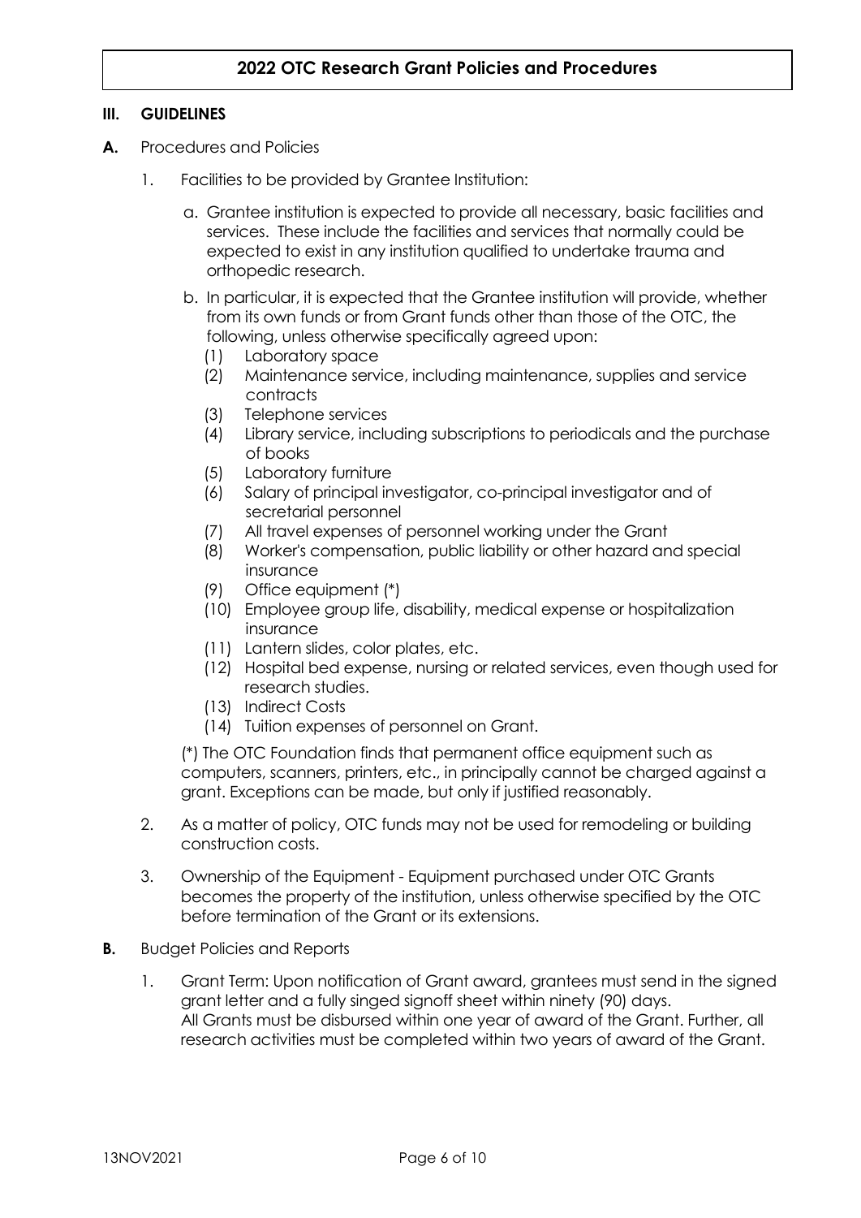## III. GUIDELINES

**A.** Procedures and Policies

1. Facilities to be provided by Grantee Institution:

   a. Grantee institution is expected to provide all necessary, basic facilities and services. These include the facilities and services that normally could be expected to exist in any institution qualified to undertake trauma and orthopedic research.

   b. In particular, it is expected that the Grantee institution will provide, whether from its own funds or from Grant funds other than those of the OTC, the following, unless otherwise specifically agreed upon:

      (1) Laboratory space
      (2) Maintenance service, including maintenance, supplies and service contracts
      (3) Telephone services
      (4) Library service, including subscriptions to periodicals and the purchase of books
      (5) Laboratory furniture
      (6) Salary of principal investigator, co-principal investigator and of secretarial personnel
      (7) All travel expenses of personnel working under the Grant
      (8) Worker's compensation, public liability or other hazard and special insurance
      (9) Office equipment (*)
      (10) Employee group life, disability, medical expense or hospitalization insurance
      (11) Lantern slides, color plates, etc.
      (12) Hospital bed expense, nursing or related services, even though used for research studies.
      (13) Indirect Costs
      (14) Tuition expenses of personnel on Grant.

   (*) The OTC Foundation finds that permanent office equipment such as computers, scanners, printers, etc., in principally cannot be charged against a grant. Exceptions can be made, but only if justified reasonably.

2. As a matter of policy, OTC funds may not be used for remodeling or building construction costs.

3. Ownership of the Equipment - Equipment purchased under OTC Grants becomes the property of the institution, unless otherwise specified by the OTC before termination of the Grant or its extensions.

**B.** Budget Policies and Reports

1. Grant Term: Upon notification of Grant award, grantees must send in the signed grant letter and a fully singed signoff sheet within ninety (90) days.
   All Grants must be disbursed within one year of award of the Grant. Further, all research activities must be completed within two years of award of the Grant.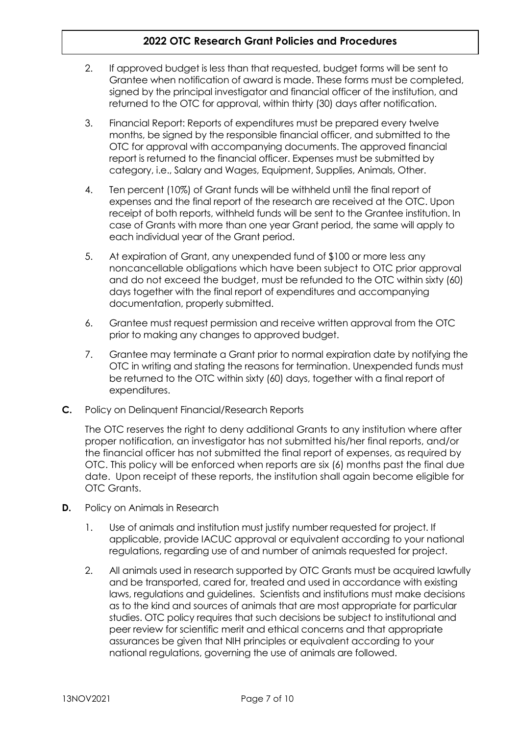2. If approved budget is less than that requested, budget forms will be sent to Grantee when notification of award is made. These forms must be completed, signed by the principal investigator and financial officer of the institution, and returned to the OTC for approval, within thirty (30) days after notification.

3. Financial Report: Reports of expenditures must be prepared every twelve months, be signed by the responsible financial officer, and submitted to the OTC for approval with accompanying documents. The approved financial report is returned to the financial officer. Expenses must be submitted by category, i.e., Salary and Wages, Equipment, Supplies, Animals, Other.

4. Ten percent (10%) of Grant funds will be withheld until the final report of expenses and the final report of the research are received at the OTC. Upon receipt of both reports, withheld funds will be sent to the Grantee institution. In case of Grants with more than one year Grant period, the same will apply to each individual year of the Grant period.

5. At expiration of Grant, any unexpended fund of $100 or more less any noncancellable obligations which have been subject to OTC prior approval and do not exceed the budget, must be refunded to the OTC within sixty (60) days together with the final report of expenditures and accompanying documentation, properly submitted.

6. Grantee must request permission and receive written approval from the OTC prior to making any changes to approved budget.

7. Grantee may terminate a Grant prior to normal expiration date by notifying the OTC in writing and stating the reasons for termination. Unexpended funds must be returned to the OTC within sixty (60) days, together with a final report of expenditures.

**C.** Policy on Delinquent Financial/Research Reports

The OTC reserves the right to deny additional Grants to any institution where after proper notification, an investigator has not submitted his/her final reports, and/or the financial officer has not submitted the final report of expenses, as required by OTC. This policy will be enforced when reports are six (6) months past the final due date. Upon receipt of these reports, the institution shall again become eligible for OTC Grants.

**D.** Policy on Animals in Research

1. Use of animals and institution must justify number requested for project. If applicable, provide IACUC approval or equivalent according to your national regulations, regarding use of and number of animals requested for project.

2. All animals used in research supported by OTC Grants must be acquired lawfully and be transported, cared for, treated and used in accordance with existing laws, regulations and guidelines. Scientists and institutions must make decisions as to the kind and sources of animals that are most appropriate for particular studies. OTC policy requires that such decisions be subject to institutional and peer review for scientific merit and ethical concerns and that appropriate assurances be given that NIH principles or equivalent according to your national regulations, governing the use of animals are followed.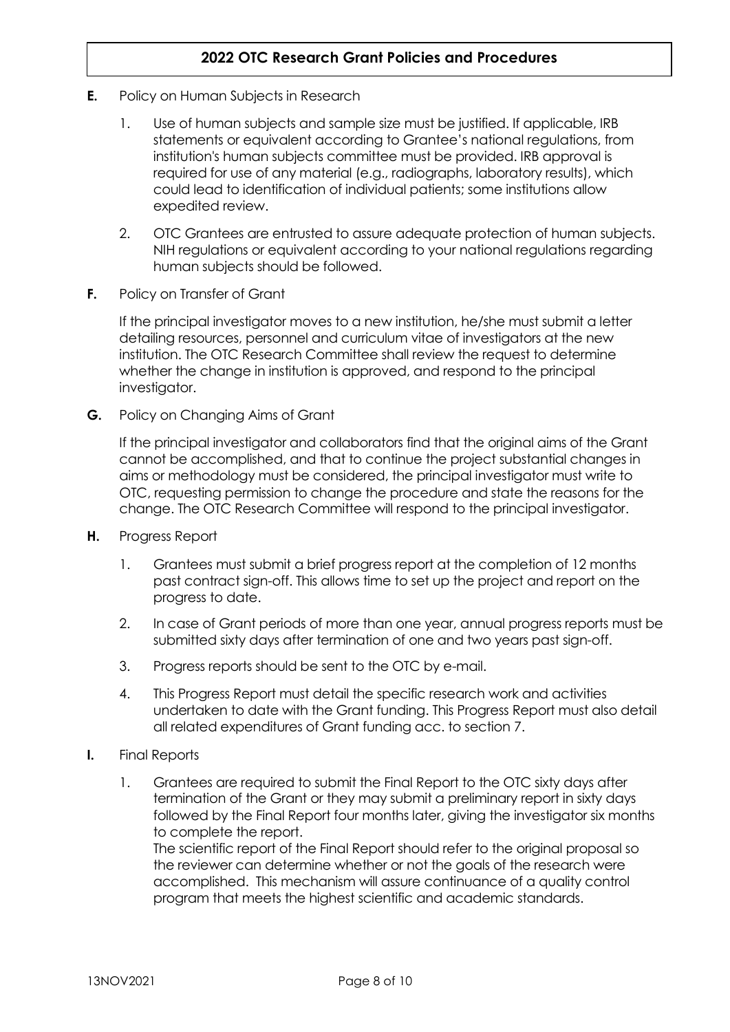**E.** Policy on Human Subjects in Research

1. Use of human subjects and sample size must be justified. If applicable, IRB statements or equivalent according to Grantee's national regulations, from institution's human subjects committee must be provided. IRB approval is required for use of any material (e.g., radiographs, laboratory results), which could lead to identification of individual patients; some institutions allow expedited review.

2. OTC Grantees are entrusted to assure adequate protection of human subjects. NIH regulations or equivalent according to your national regulations regarding human subjects should be followed.

**F.** Policy on Transfer of Grant

If the principal investigator moves to a new institution, he/she must submit a letter detailing resources, personnel and curriculum vitae of investigators at the new institution. The OTC Research Committee shall review the request to determine whether the change in institution is approved, and respond to the principal investigator.

**G.** Policy on Changing Aims of Grant

If the principal investigator and collaborators find that the original aims of the Grant cannot be accomplished, and that to continue the project substantial changes in aims or methodology must be considered, the principal investigator must write to OTC, requesting permission to change the procedure and state the reasons for the change. The OTC Research Committee will respond to the principal investigator.

**H.** Progress Report

1. Grantees must submit a brief progress report at the completion of 12 months past contract sign-off. This allows time to set up the project and report on the progress to date.

2. In case of Grant periods of more than one year, annual progress reports must be submitted sixty days after termination of one and two years past sign-off.

3. Progress reports should be sent to the OTC by e-mail.

4. This Progress Report must detail the specific research work and activities undertaken to date with the Grant funding. This Progress Report must also detail all related expenditures of Grant funding acc. to section 7.

**I.** Final Reports

1. Grantees are required to submit the Final Report to the OTC sixty days after termination of the Grant or they may submit a preliminary report in sixty days followed by the Final Report four months later, giving the investigator six months to complete the report.
   The scientific report of the Final Report should refer to the original proposal so the reviewer can determine whether or not the goals of the research were accomplished. This mechanism will assure continuance of a quality control program that meets the highest scientific and academic standards.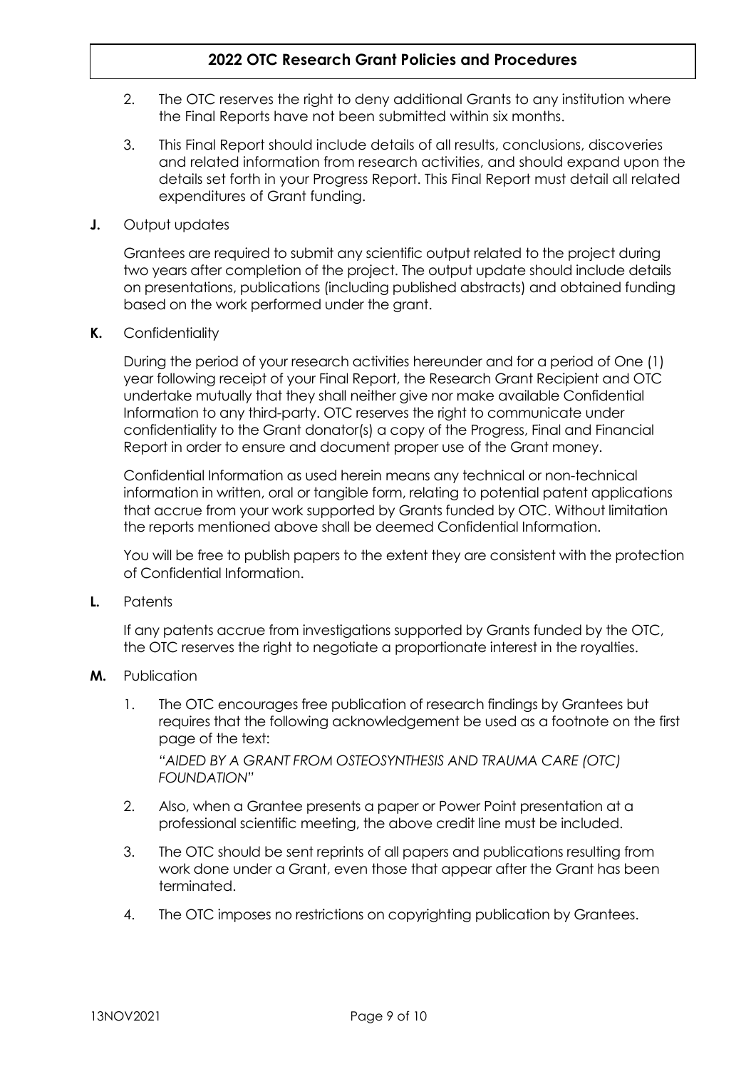2. The OTC reserves the right to deny additional Grants to any institution where the Final Reports have not been submitted within six months.

3. This Final Report should include details of all results, conclusions, discoveries and related information from research activities, and should expand upon the details set forth in your Progress Report. This Final Report must detail all related expenditures of Grant funding.

**J.** Output updates

Grantees are required to submit any scientific output related to the project during two years after completion of the project. The output update should include details on presentations, publications (including published abstracts) and obtained funding based on the work performed under the grant.

**K.** Confidentiality

During the period of your research activities hereunder and for a period of One (1) year following receipt of your Final Report, the Research Grant Recipient and OTC undertake mutually that they shall neither give nor make available Confidential Information to any third-party. OTC reserves the right to communicate under confidentiality to the Grant donator(s) a copy of the Progress, Final and Financial Report in order to ensure and document proper use of the Grant money.

Confidential Information as used herein means any technical or non-technical information in written, oral or tangible form, relating to potential patent applications that accrue from your work supported by Grants funded by OTC. Without limitation the reports mentioned above shall be deemed Confidential Information.

You will be free to publish papers to the extent they are consistent with the protection of Confidential Information.

**L.** Patents

If any patents accrue from investigations supported by Grants funded by the OTC, the OTC reserves the right to negotiate a proportionate interest in the royalties.

**M.** Publication

1. The OTC encourages free publication of research findings by Grantees but requires that the following acknowledgement be used as a footnote on the first page of the text:

   *"AIDED BY A GRANT FROM OSTEOSYNTHESIS AND TRAUMA CARE (OTC) FOUNDATION"*

2. Also, when a Grantee presents a paper or Power Point presentation at a professional scientific meeting, the above credit line must be included.

3. The OTC should be sent reprints of all papers and publications resulting from work done under a Grant, even those that appear after the Grant has been terminated.

4. The OTC imposes no restrictions on copyrighting publication by Grantees.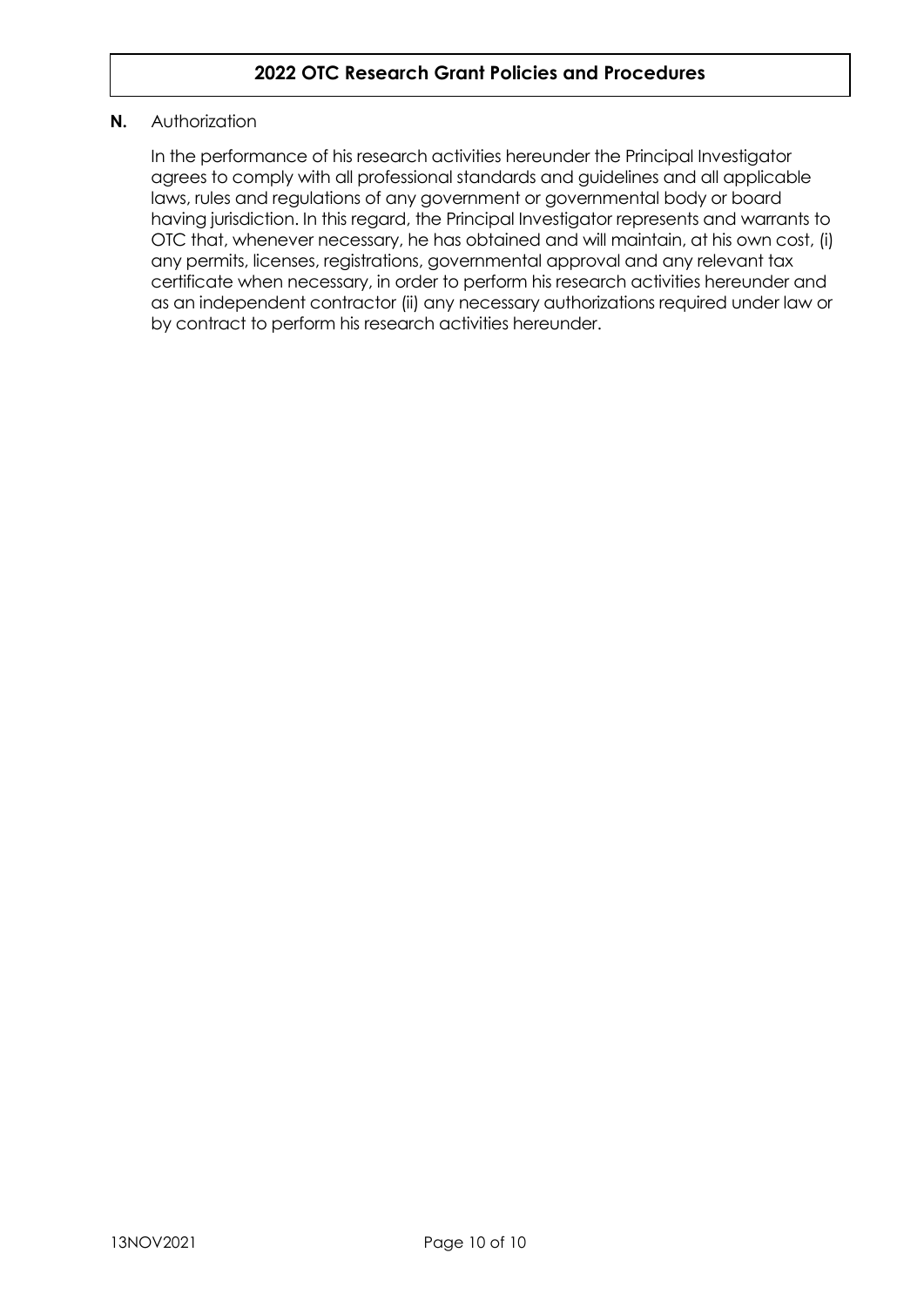**N.** Authorization

In the performance of his research activities hereunder the Principal Investigator agrees to comply with all professional standards and guidelines and all applicable laws, rules and regulations of any government or governmental body or board having jurisdiction. In this regard, the Principal Investigator represents and warrants to OTC that, whenever necessary, he has obtained and will maintain, at his own cost, (i) any permits, licenses, registrations, governmental approval and any relevant tax certificate when necessary, in order to perform his research activities hereunder and as an independent contractor (ii) any necessary authorizations required under law or by contract to perform his research activities hereunder.